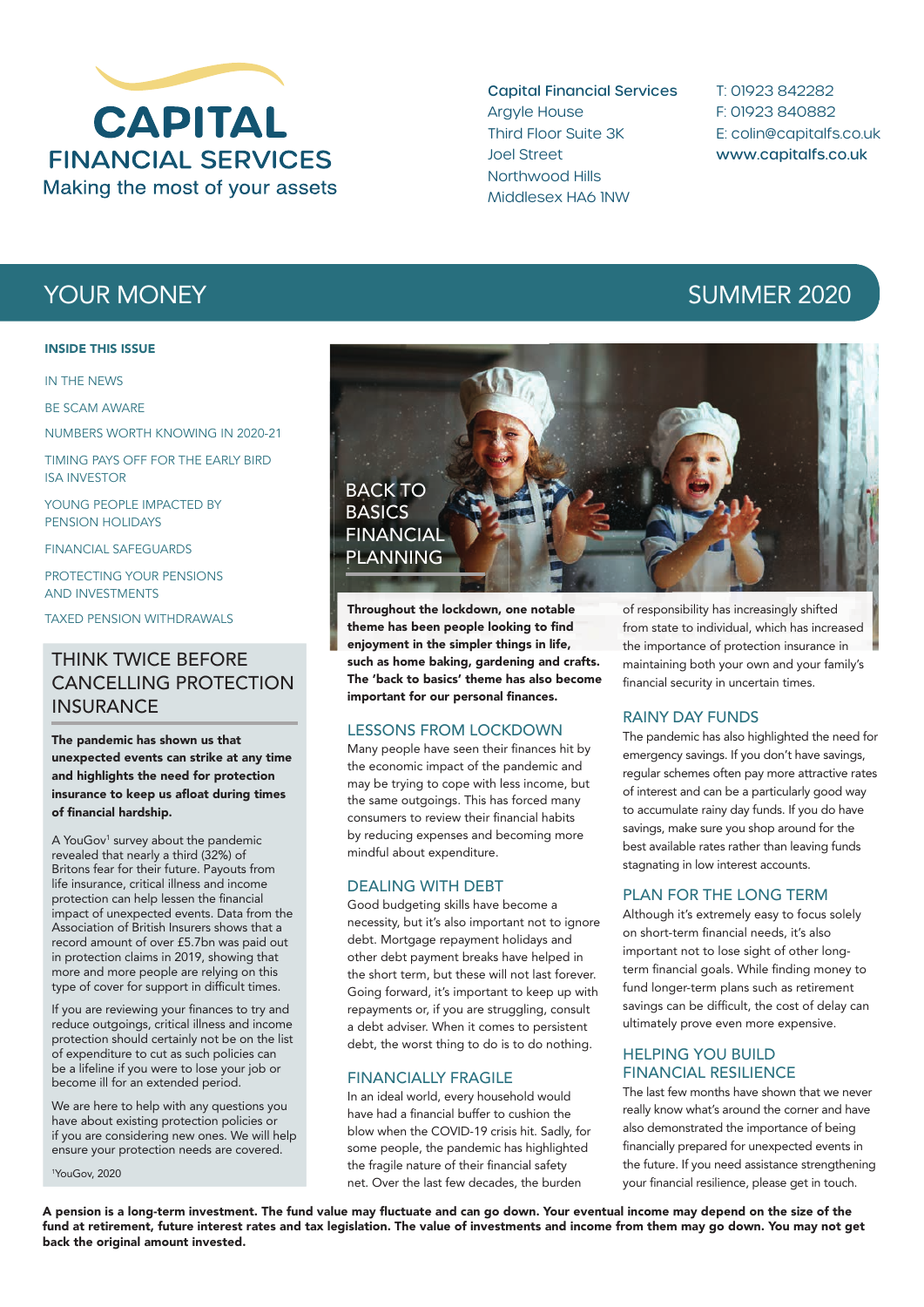# CAPITAL FINANCIAL SERVICES

Making the most of your assets

**Capital Financial Services**
Argyle House
Third Floor Suite 3K
Joel Street
Northwood Hills
Middlesex HA6 1NW

T: 01923 842282
F: 01923 840882
E: colin@capitalfs.co.uk
**www.capitalfs.co.uk**

## YOUR MONEY — SUMMER 2020

**INSIDE THIS ISSUE**

- IN THE NEWS
- BE SCAM AWARE
- NUMBERS WORTH KNOWING IN 2020-21
- TIMING PAYS OFF FOR THE EARLY BIRD ISA INVESTOR
- YOUNG PEOPLE IMPACTED BY PENSION HOLIDAYS
- FINANCIAL SAFEGUARDS
- PROTECTING YOUR PENSIONS AND INVESTMENTS
- TAXED PENSION WITHDRAWALS

## THINK TWICE BEFORE CANCELLING PROTECTION INSURANCE

**The pandemic has shown us that unexpected events can strike at any time and highlights the need for protection insurance to keep us afloat during times of financial hardship.**

A YouGov[1] survey about the pandemic revealed that nearly a third (32%) of Britons fear for their future. Payouts from life insurance, critical illness and income protection can help lessen the financial impact of unexpected events. Data from the Association of British Insurers shows that a record amount of over £5.7bn was paid out in protection claims in 2019, showing that more and more people are relying on this type of cover for support in difficult times.

If you are reviewing your finances to try and reduce outgoings, critical illness and income protection should certainly not be on the list of expenditure to cut as such policies can be a lifeline if you were to lose your job or become ill for an extended period.

We are here to help with any questions you have about existing protection policies or if you are considering new ones. We will help ensure your protection needs are covered.

[1]YouGov, 2020

## BACK TO BASICS FINANCIAL PLANNING

**Throughout the lockdown, one notable theme has been people looking to find enjoyment in the simpler things in life, such as home baking, gardening and crafts. The 'back to basics' theme has also become important for our personal finances.**

### LESSONS FROM LOCKDOWN

Many people have seen their finances hit by the economic impact of the pandemic and may be trying to cope with less income, but the same outgoings. This has forced many consumers to review their financial habits by reducing expenses and becoming more mindful about expenditure.

### DEALING WITH DEBT

Good budgeting skills have become a necessity, but it's also important not to ignore debt. Mortgage repayment holidays and other debt payment breaks have helped in the short term, but these will not last forever. Going forward, it's important to keep up with repayments or, if you are struggling, consult a debt adviser. When it comes to persistent debt, the worst thing to do is to do nothing.

### FINANCIALLY FRAGILE

In an ideal world, every household would have had a financial buffer to cushion the blow when the COVID-19 crisis hit. Sadly, for some people, the pandemic has highlighted the fragile nature of their financial safety net. Over the last few decades, the burden of responsibility has increasingly shifted from state to individual, which has increased the importance of protection insurance in maintaining both your own and your family's financial security in uncertain times.

### RAINY DAY FUNDS

The pandemic has also highlighted the need for emergency savings. If you don't have savings, regular schemes often pay more attractive rates of interest and can be a particularly good way to accumulate rainy day funds. If you do have savings, make sure you shop around for the best available rates rather than leaving funds stagnating in low interest accounts.

### PLAN FOR THE LONG TERM

Although it's extremely easy to focus solely on short-term financial needs, it's also important not to lose sight of other long-term financial goals. While finding money to fund longer-term plans such as retirement savings can be difficult, the cost of delay can ultimately prove even more expensive.

### HELPING YOU BUILD FINANCIAL RESILIENCE

The last few months have shown that we never really know what's around the corner and have also demonstrated the importance of being financially prepared for unexpected events in the future. If you need assistance strengthening your financial resilience, please get in touch.

**A pension is a long-term investment. The fund value may fluctuate and can go down. Your eventual income may depend on the size of the fund at retirement, future interest rates and tax legislation. The value of investments and income from them may go down. You may not get back the original amount invested.**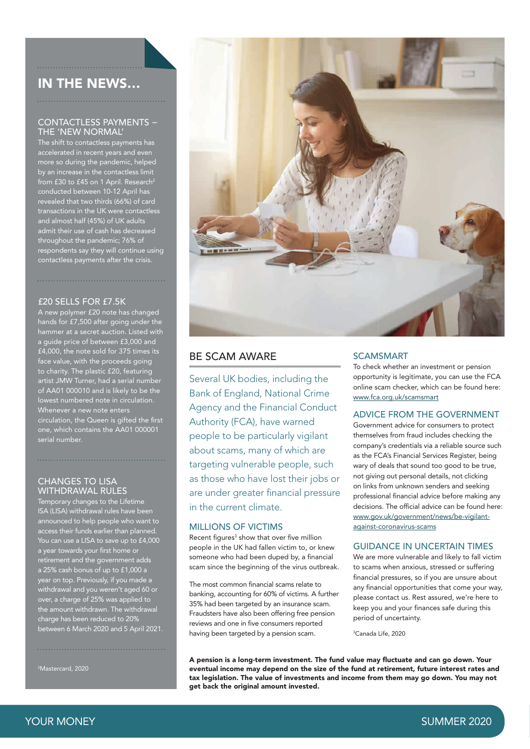## IN THE NEWS...

### CONTACTLESS PAYMENTS – THE 'NEW NORMAL'

The shift to contactless payments has accelerated in recent years and even more so during the pandemic, helped by an increase in the contactless limit from £30 to £45 on 1 April. Research[2] conducted between 10-12 April has revealed that two thirds (66%) of card transactions in the UK were contactless and almost half (45%) of UK adults admit their use of cash has decreased throughout the pandemic; 76% of respondents say they will continue using contactless payments after the crisis.

### £20 SELLS FOR £7.5K

A new polymer £20 note has changed hands for £7,500 after going under the hammer at a secret auction. Listed with a guide price of between £3,000 and £4,000, the note sold for 375 times its face value, with the proceeds going to charity. The plastic £20, featuring artist JMW Turner, had a serial number of AA01 000010 and is likely to be the lowest numbered note in circulation. Whenever a new note enters circulation, the Queen is gifted the first one, which contains the AA01 000001 serial number.

### CHANGES TO LISA WITHDRAWAL RULES

Temporary changes to the Lifetime ISA (LISA) withdrawal rules have been announced to help people who want to access their funds earlier than planned. You can use a LISA to save up to £4,000 a year towards your first home or retirement and the government adds a 25% cash bonus of up to £1,000 a year on top. Previously, if you made a withdrawal and you weren't aged 60 or over, a charge of 25% was applied to the amount withdrawn. The withdrawal charge has been reduced to 20% between 6 March 2020 and 5 April 2021.

[2]Mastercard, 2020

## BE SCAM AWARE

Several UK bodies, including the Bank of England, National Crime Agency and the Financial Conduct Authority (FCA), have warned people to be particularly vigilant about scams, many of which are targeting vulnerable people, such as those who have lost their jobs or are under greater financial pressure in the current climate.

### MILLIONS OF VICTIMS

Recent figures[3] show that over five million people in the UK had fallen victim to, or knew someone who had been duped by, a financial scam since the beginning of the virus outbreak.

The most common financial scams relate to banking, accounting for 60% of victims. A further 35% had been targeted by an insurance scam. Fraudsters have also been offering free pension reviews and one in five consumers reported having been targeted by a pension scam.

### SCAMSMART

To check whether an investment or pension opportunity is legitimate, you can use the FCA online scam checker, which can be found here: www.fca.org.uk/scamsmart

### ADVICE FROM THE GOVERNMENT

Government advice for consumers to protect themselves from fraud includes checking the company's credentials via a reliable source such as the FCA's Financial Services Register, being wary of deals that sound too good to be true, not giving out personal details, not clicking on links from unknown senders and seeking professional financial advice before making any decisions. The official advice can be found here: www.gov.uk/government/news/be-vigilant-against-coronavirus-scams

### GUIDANCE IN UNCERTAIN TIMES

We are more vulnerable and likely to fall victim to scams when anxious, stressed or suffering financial pressures, so if you are unsure about any financial opportunities that come your way, please contact us. Rest assured, we're here to keep you and your finances safe during this period of uncertainty.

[3]Canada Life, 2020

**A pension is a long-term investment. The fund value may fluctuate and can go down. Your eventual income may depend on the size of the fund at retirement, future interest rates and tax legislation. The value of investments and income from them may go down. You may not get back the original amount invested.**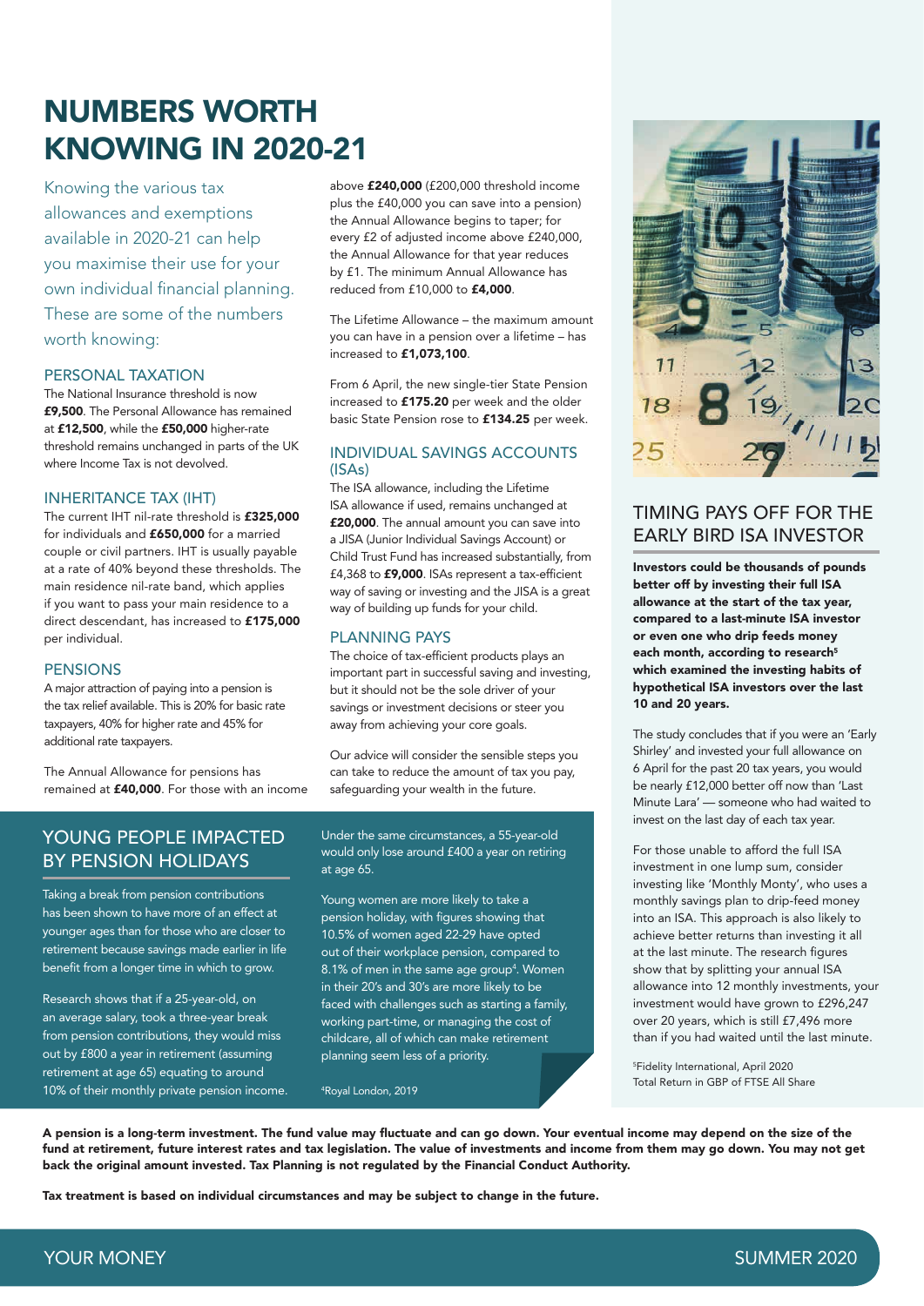# NUMBERS WORTH KNOWING IN 2020-21

Knowing the various tax allowances and exemptions available in 2020-21 can help you maximise their use for your own individual financial planning. These are some of the numbers worth knowing:

## PERSONAL TAXATION

The National Insurance threshold is now **£9,500**. The Personal Allowance has remained at **£12,500**, while the **£50,000** higher-rate threshold remains unchanged in parts of the UK where Income Tax is not devolved.

## INHERITANCE TAX (IHT)

The current IHT nil-rate threshold is **£325,000** for individuals and **£650,000** for a married couple or civil partners. IHT is usually payable at a rate of 40% beyond these thresholds. The main residence nil-rate band, which applies if you want to pass your main residence to a direct descendant, has increased to **£175,000** per individual.

## PENSIONS

A major attraction of paying into a pension is the tax relief available. This is 20% for basic rate taxpayers, 40% for higher rate and 45% for additional rate taxpayers.

The Annual Allowance for pensions has remained at **£40,000**. For those with an income above **£240,000** (£200,000 threshold income plus the £40,000 you can save into a pension) the Annual Allowance begins to taper; for every £2 of adjusted income above £240,000, the Annual Allowance for that year reduces by £1. The minimum Annual Allowance has reduced from £10,000 to **£4,000**.

The Lifetime Allowance – the maximum amount you can have in a pension over a lifetime – has increased to **£1,073,100**.

From 6 April, the new single-tier State Pension increased to **£175.20** per week and the older basic State Pension rose to **£134.25** per week.

## INDIVIDUAL SAVINGS ACCOUNTS (ISAs)

The ISA allowance, including the Lifetime ISA allowance if used, remains unchanged at **£20,000**. The annual amount you can save into a JISA (Junior Individual Savings Account) or Child Trust Fund has increased substantially, from £4,368 to **£9,000**. ISAs represent a tax-efficient way of saving or investing and the JISA is a great way of building up funds for your child.

## PLANNING PAYS

The choice of tax-efficient products plays an important part in successful saving and investing, but it should not be the sole driver of your savings or investment decisions or steer you away from achieving your core goals.

Our advice will consider the sensible steps you can take to reduce the amount of tax you pay, safeguarding your wealth in the future.

## YOUNG PEOPLE IMPACTED BY PENSION HOLIDAYS

Taking a break from pension contributions has been shown to have more of an effect at younger ages than for those who are closer to retirement because savings made earlier in life benefit from a longer time in which to grow.

Research shows that if a 25-year-old, on an average salary, took a three-year break from pension contributions, they would miss out by £800 a year in retirement (assuming retirement at age 65) equating to around 10% of their monthly private pension income.

Under the same circumstances, a 55-year-old would only lose around £400 a year on retiring at age 65.

Young women are more likely to take a pension holiday, with figures showing that 10.5% of women aged 22-29 have opted out of their workplace pension, compared to 8.1% of men in the same age group[4]. Women in their 20's and 30's are more likely to be faced with challenges such as starting a family, working part-time, or managing the cost of childcare, all of which can make retirement planning seem less of a priority.

[4]Royal London, 2019

## TIMING PAYS OFF FOR THE EARLY BIRD ISA INVESTOR

**Investors could be thousands of pounds better off by investing their full ISA allowance at the start of the tax year, compared to a last-minute ISA investor or even one who drip feeds money each month, according to research[5] which examined the investing habits of hypothetical ISA investors over the last 10 and 20 years.**

The study concludes that if you were an 'Early Shirley' and invested your full allowance on 6 April for the past 20 tax years, you would be nearly £12,000 better off now than 'Last Minute Lara' — someone who had waited to invest on the last day of each tax year.

For those unable to afford the full ISA investment in one lump sum, consider investing like 'Monthly Monty', who uses a monthly savings plan to drip-feed money into an ISA. This approach is also likely to achieve better returns than investing it all at the last minute. The research figures show that by splitting your annual ISA allowance into 12 monthly investments, your investment would have grown to £296,247 over 20 years, which is still £7,496 more than if you had waited until the last minute.

[5]Fidelity International, April 2020
Total Return in GBP of FTSE All Share

**A pension is a long-term investment. The fund value may fluctuate and can go down. Your eventual income may depend on the size of the fund at retirement, future interest rates and tax legislation. The value of investments and income from them may go down. You may not get back the original amount invested. Tax Planning is not regulated by the Financial Conduct Authority.**

**Tax treatment is based on individual circumstances and may be subject to change in the future.**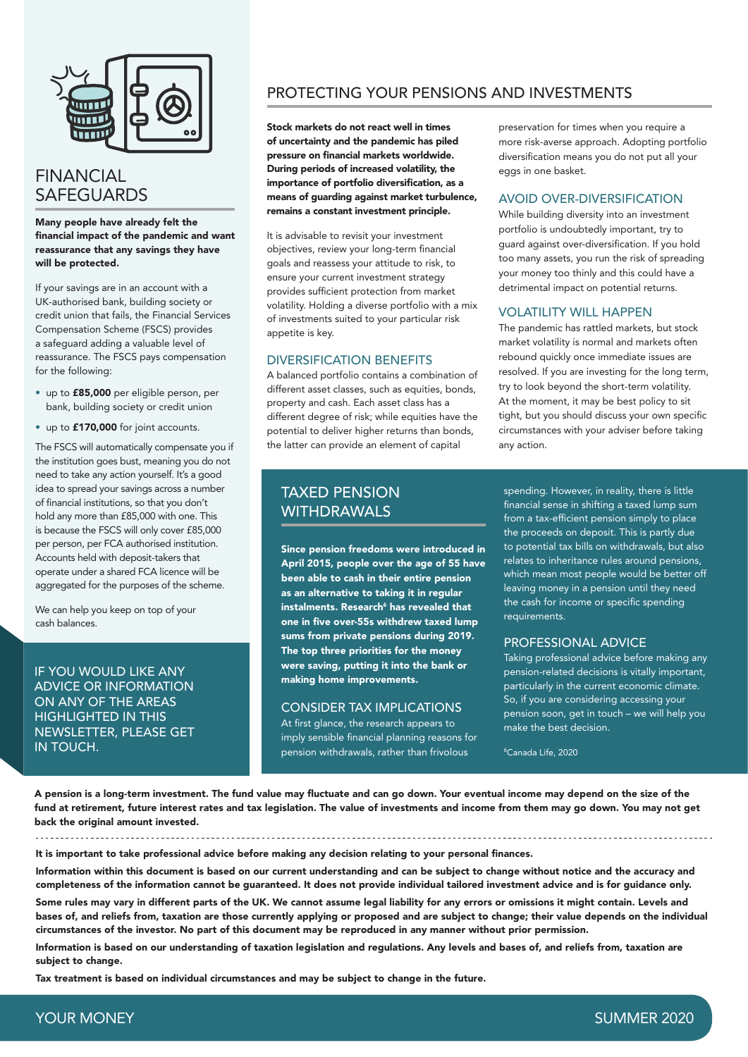## FINANCIAL SAFEGUARDS

**Many people have already felt the financial impact of the pandemic and want reassurance that any savings they have will be protected.**

If your savings are in an account with a UK-authorised bank, building society or credit union that fails, the Financial Services Compensation Scheme (FSCS) provides a safeguard adding a valuable level of reassurance. The FSCS pays compensation for the following:

- up to **£85,000** per eligible person, per bank, building society or credit union
- up to **£170,000** for joint accounts.

The FSCS will automatically compensate you if the institution goes bust, meaning you do not need to take any action yourself. It's a good idea to spread your savings across a number of financial institutions, so that you don't hold any more than £85,000 with one. This is because the FSCS will only cover £85,000 per person, per FCA authorised institution. Accounts held with deposit-takers that operate under a shared FCA licence will be aggregated for the purposes of the scheme.

We can help you keep on top of your cash balances.

IF YOU WOULD LIKE ANY ADVICE OR INFORMATION ON ANY OF THE AREAS HIGHLIGHTED IN THIS NEWSLETTER, PLEASE GET IN TOUCH.

## PROTECTING YOUR PENSIONS AND INVESTMENTS

**Stock markets do not react well in times of uncertainty and the pandemic has piled pressure on financial markets worldwide. During periods of increased volatility, the importance of portfolio diversification, as a means of guarding against market turbulence, remains a constant investment principle.**

It is advisable to revisit your investment objectives, review your long-term financial goals and reassess your attitude to risk, to ensure your current investment strategy provides sufficient protection from market volatility. Holding a diverse portfolio with a mix of investments suited to your particular risk appetite is key.

### DIVERSIFICATION BENEFITS

A balanced portfolio contains a combination of different asset classes, such as equities, bonds, property and cash. Each asset class has a different degree of risk; while equities have the potential to deliver higher returns than bonds, the latter can provide an element of capital preservation for times when you require a more risk-averse approach. Adopting portfolio diversification means you do not put all your eggs in one basket.

### AVOID OVER-DIVERSIFICATION

While building diversity into an investment portfolio is undoubtedly important, try to guard against over-diversification. If you hold too many assets, you run the risk of spreading your money too thinly and this could have a detrimental impact on potential returns.

### VOLATILITY WILL HAPPEN

The pandemic has rattled markets, but stock market volatility is normal and markets often rebound quickly once immediate issues are resolved. If you are investing for the long term, try to look beyond the short-term volatility. At the moment, it may be best policy to sit tight, but you should discuss your own specific circumstances with your adviser before taking any action.

## TAXED PENSION WITHDRAWALS

**Since pension freedoms were introduced in April 2015, people over the age of 55 have been able to cash in their entire pension as an alternative to taking it in regular instalments. Research[6] has revealed that one in five over-55s withdrew taxed lump sums from private pensions during 2019. The top three priorities for the money were saving, putting it into the bank or making home improvements.**

### CONSIDER TAX IMPLICATIONS

At first glance, the research appears to imply sensible financial planning reasons for pension withdrawals, rather than frivolous spending. However, in reality, there is little financial sense in shifting a taxed lump sum from a tax-efficient pension simply to place the proceeds on deposit. This is partly due to potential tax bills on withdrawals, but also relates to inheritance rules around pensions, which mean most people would be better off leaving money in a pension until they need the cash for income or specific spending requirements.

### PROFESSIONAL ADVICE

Taking professional advice before making any pension-related decisions is vitally important, particularly in the current economic climate. So, if you are considering accessing your pension soon, get in touch – we will help you make the best decision.

[6]Canada Life, 2020

**A pension is a long-term investment. The fund value may fluctuate and can go down. Your eventual income may depend on the size of the fund at retirement, future interest rates and tax legislation. The value of investments and income from them may go down. You may not get back the original amount invested.**

---

**It is important to take professional advice before making any decision relating to your personal finances.**

**Information within this document is based on our current understanding and can be subject to change without notice and the accuracy and completeness of the information cannot be guaranteed. It does not provide individual tailored investment advice and is for guidance only.**

**Some rules may vary in different parts of the UK. We cannot assume legal liability for any errors or omissions it might contain. Levels and bases of, and reliefs from, taxation are those currently applying or proposed and are subject to change; their value depends on the individual circumstances of the investor. No part of this document may be reproduced in any manner without prior permission.**

**Information is based on our understanding of taxation legislation and regulations. Any levels and bases of, and reliefs from, taxation are subject to change.**

**Tax treatment is based on individual circumstances and may be subject to change in the future.**